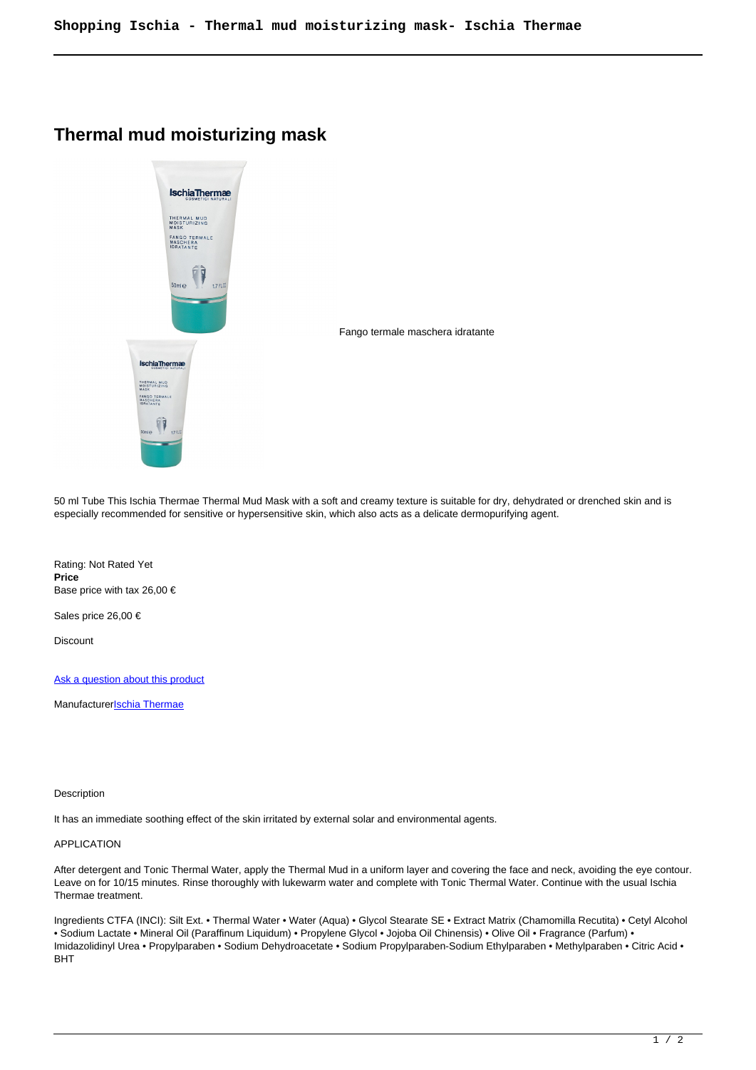# Thermal mud moisturizing mask

Fango termale maschera idratante

50 ml Tube This Ischia Thermae Thermal Mud Mask with a soft and creamy texture is suitable for dry, dehydrated or drenched skin and is especially recommended for sensitive or hypersensitive skin, which also acts as a delicate dermopurifying agent.

Rating: Not Rated Yet
**Price**
Base price with tax 26,00 €

Sales price 26,00 €

Discount

[Ask a question about this product]()

Manufacturer[Ischia Thermae]()

Description

It has an immediate soothing effect of the skin irritated by external solar and environmental agents.

APPLICATION

After detergent and Tonic Thermal Water, apply the Thermal Mud in a uniform layer and covering the face and neck, avoiding the eye contour. Leave on for 10/15 minutes. Rinse thoroughly with lukewarm water and complete with Tonic Thermal Water. Continue with the usual Ischia Thermae treatment.

Ingredients CTFA (INCI): Silt Ext. • Thermal Water • Water (Aqua) • Glycol Stearate SE • Extract Matrix (Chamomilla Recutita) • Cetyl Alcohol • Sodium Lactate • Mineral Oil (Paraffinum Liquidum) • Propylene Glycol • Jojoba Oil Chinensis) • Olive Oil • Fragrance (Parfum) • Imidazolidinyl Urea • Propylparaben • Sodium Dehydroacetate • Sodium Propylparaben-Sodium Ethylparaben • Methylparaben • Citric Acid • BHT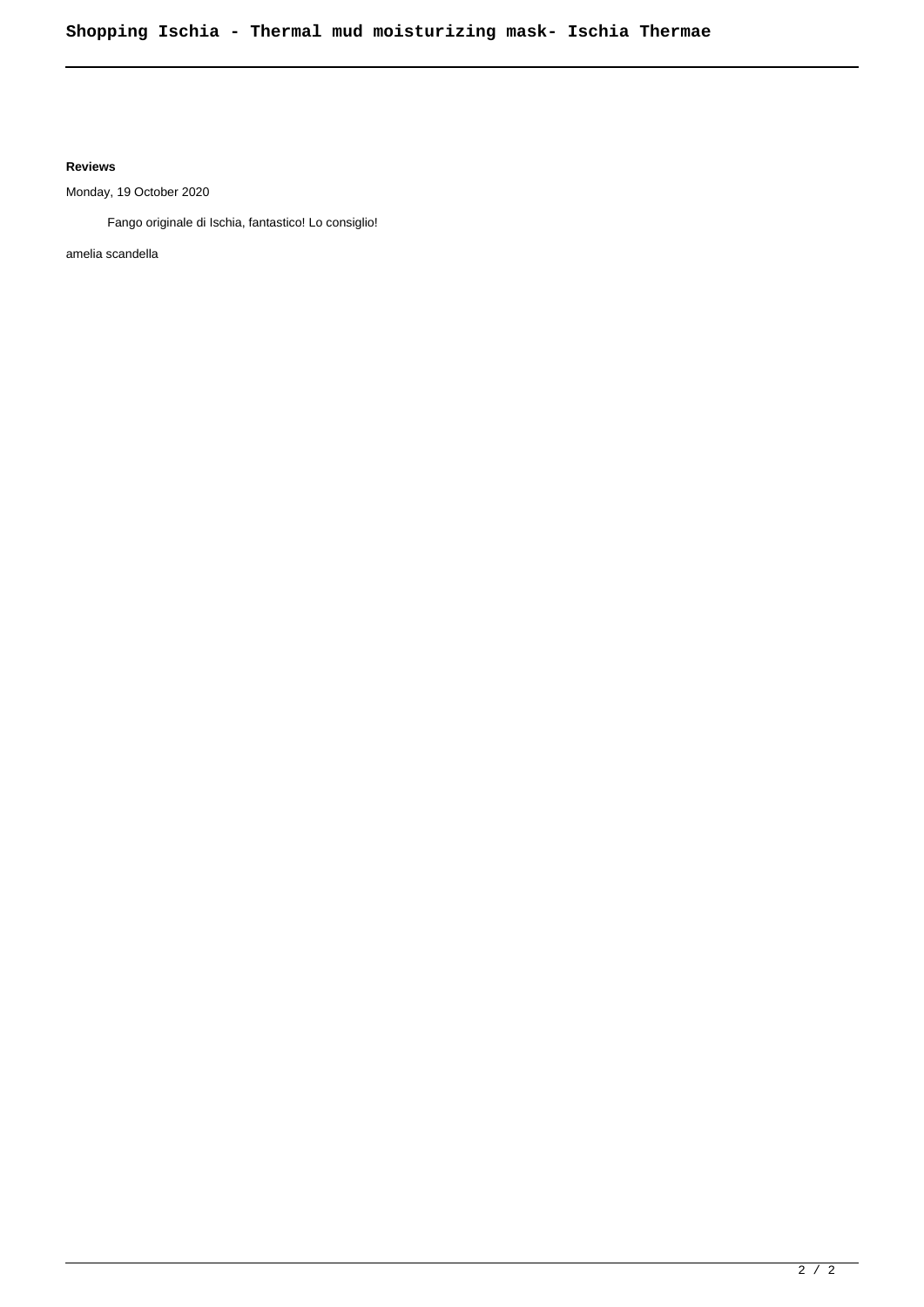**Reviews**

Monday, 19 October 2020

Fango originale di Ischia, fantastico! Lo consiglio!

amelia scandella